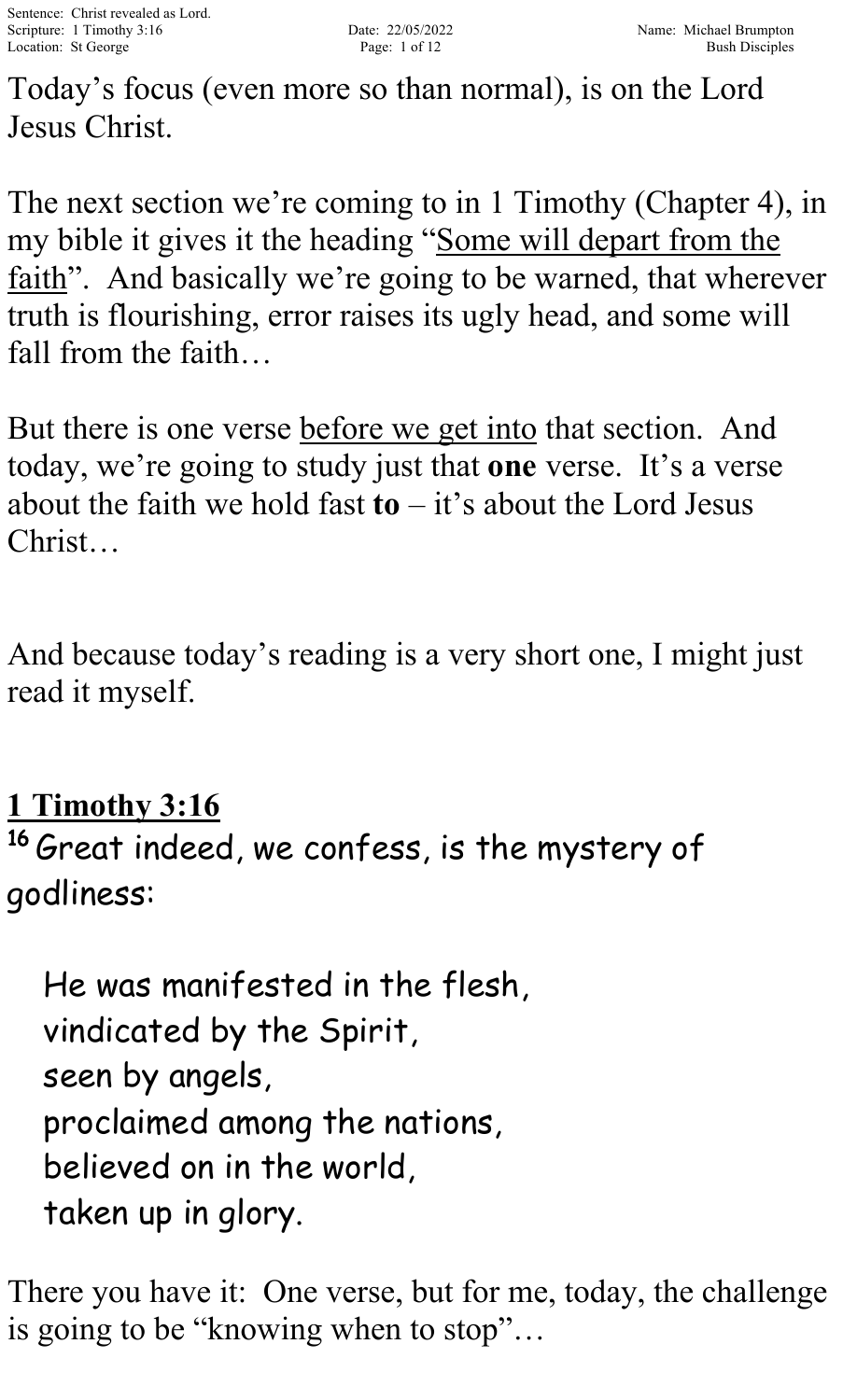Today's focus (even more so than normal), is on the Lord Jesus Christ.

The next section we're coming to in 1 Timothy (Chapter 4), in my bible it gives it the heading "<u>Some will depart from the faith</u>". And basically we're going to be warned, that wherever truth is flourishing, error raises its ugly head, and some will fall from the faith…

But there is one verse <u>before we get into</u> that section. And today, we're going to study just that **one** verse. It's a verse about the faith we hold fast **to** – it's about the Lord Jesus Christ…

And because today's reading is a very short one, I might just read it myself.

**<u>1 Timothy 3:16</u>**

**16** Great indeed, we confess, is the mystery of godliness:

> He was manifested in the flesh,
> vindicated by the Spirit,
> seen by angels,
> proclaimed among the nations,
> believed on in the world,
> taken up in glory.

There you have it: One verse, but for me, today, the challenge is going to be "knowing when to stop"…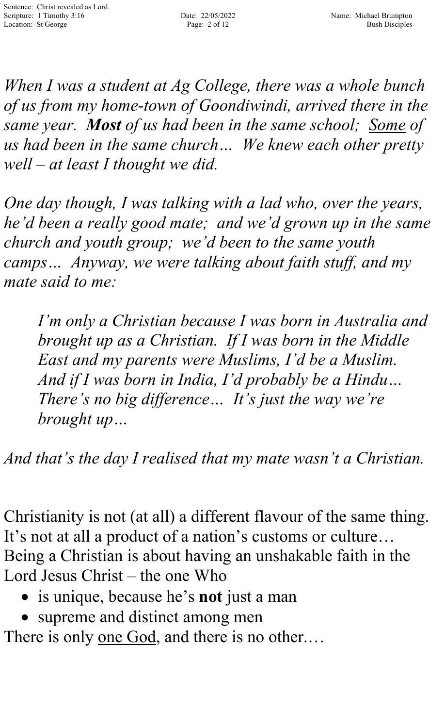*When I was a student at Ag College, there was a whole bunch of us from my home-town of Goondiwindi, arrived there in the same year.* ***Most*** *of us had been in the same school;* *<u>Some</u> of us had been in the same church… We knew each other pretty well – at least I thought we did.*

*One day though, I was talking with a lad who, over the years, he'd been a really good mate; and we'd grown up in the same church and youth group; we'd been to the same youth camps… Anyway, we were talking about faith stuff, and my mate said to me:*

> *I'm only a Christian because I was born in Australia and brought up as a Christian. If I was born in the Middle East and my parents were Muslims, I'd be a Muslim. And if I was born in India, I'd probably be a Hindu… There's no big difference… It's just the way we're brought up…*

*And that's the day I realised that my mate wasn't a Christian.*

Christianity is not (at all) a different flavour of the same thing. It's not at all a product of a nation's customs or culture… Being a Christian is about having an unshakable faith in the Lord Jesus Christ – the one Who

- is unique, because he's **not** just a man
- supreme and distinct among men

There is only <u>one God</u>, and there is no other.…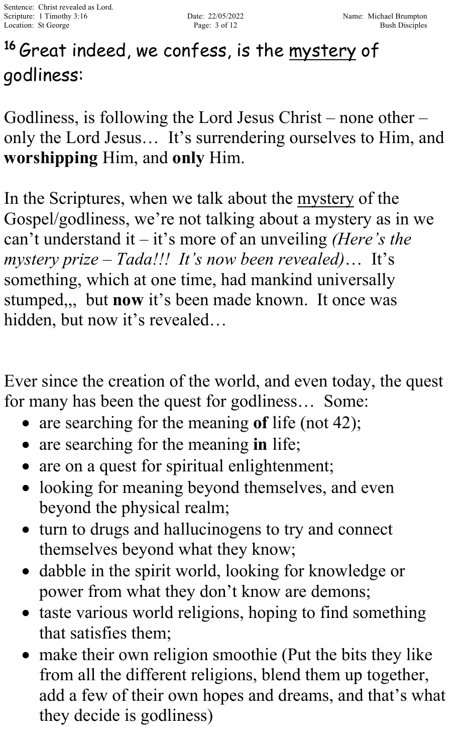**[16] Great indeed, we confess, is the mystery of godliness:**

Godliness, is following the Lord Jesus Christ – none other – only the Lord Jesus… It's surrendering ourselves to Him, and **worshipping** Him, and **only** Him.

In the Scriptures, when we talk about the mystery of the Gospel/godliness, we're not talking about a mystery as in we can't understand it – it's more of an unveiling *(Here's the mystery prize – Tada!!! It's now been revealed)*… It's something, which at one time, had mankind universally stumped,,, but **now** it's been made known. It once was hidden, but now it's revealed…

Ever since the creation of the world, and even today, the quest for many has been the quest for godliness… Some:

- are searching for the meaning **of** life (not 42);
- are searching for the meaning **in** life;
- are on a quest for spiritual enlightenment;
- looking for meaning beyond themselves, and even beyond the physical realm;
- turn to drugs and hallucinogens to try and connect themselves beyond what they know;
- dabble in the spirit world, looking for knowledge or power from what they don't know are demons;
- taste various world religions, hoping to find something that satisfies them;
- make their own religion smoothie (Put the bits they like from all the different religions, blend them up together, add a few of their own hopes and dreams, and that's what they decide is godliness)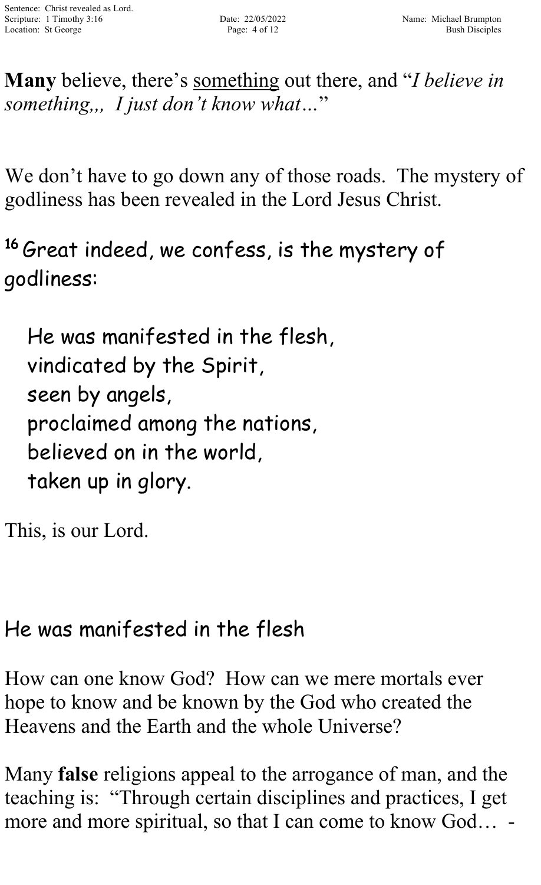**Many** believe, there's <u>something</u> out there, and "*I believe in something,,, I just don't know what…*"

We don't have to go down any of those roads. The mystery of godliness has been revealed in the Lord Jesus Christ.

[16] Great indeed, we confess, is the mystery of godliness:

> He was manifested in the flesh,
> vindicated by the Spirit,
> seen by angels,
> proclaimed among the nations,
> believed on in the world,
> taken up in glory.

This, is our Lord.

## He was manifested in the flesh

How can one know God? How can we mere mortals ever hope to know and be known by the God who created the Heavens and the Earth and the whole Universe?

Many **false** religions appeal to the arrogance of man, and the teaching is: "Through certain disciplines and practices, I get more and more spiritual, so that I can come to know God… -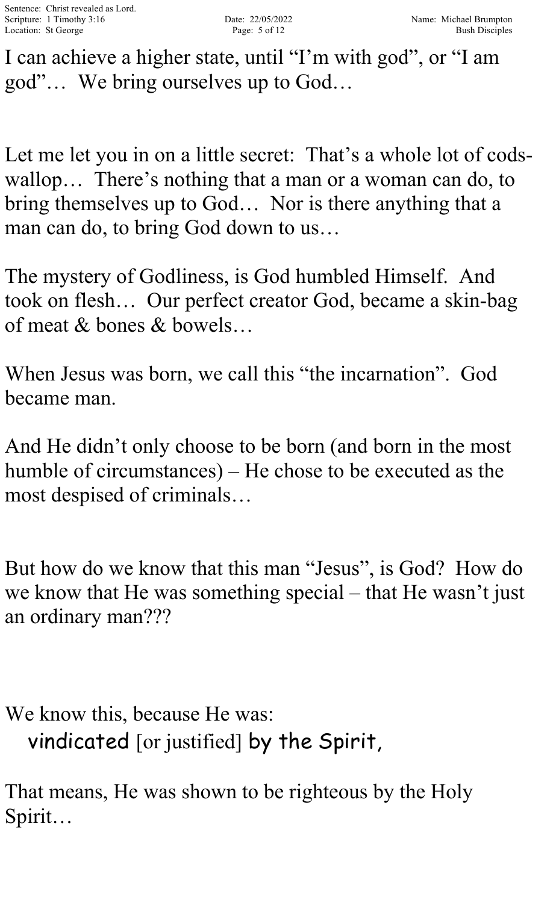I can achieve a higher state, until "I'm with god", or "I am god"… We bring ourselves up to God…

Let me let you in on a little secret: That's a whole lot of cods-wallop… There's nothing that a man or a woman can do, to bring themselves up to God… Nor is there anything that a man can do, to bring God down to us…

The mystery of Godliness, is God humbled Himself. And took on flesh… Our perfect creator God, became a skin-bag of meat & bones & bowels…

When Jesus was born, we call this "the incarnation". God became man.

And He didn't only choose to be born (and born in the most humble of circumstances) – He chose to be executed as the most despised of criminals…

But how do we know that this man "Jesus", is God? How do we know that He was something special – that He wasn't just an ordinary man???

We know this, because He was:

 vindicated [or justified] by the Spirit,

That means, He was shown to be righteous by the Holy Spirit…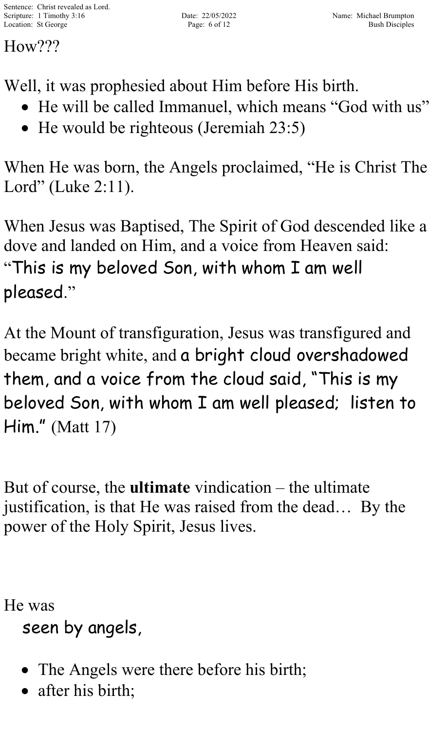How???

Well, it was prophesied about Him before His birth.

- He will be called Immanuel, which means “God with us”
- He would be righteous (Jeremiah 23:5)

When He was born, the Angels proclaimed, “He is Christ The Lord” (Luke 2:11).

When Jesus was Baptised, The Spirit of God descended like a dove and landed on Him, and a voice from Heaven said: “This is my beloved Son, with whom I am well pleased.”

At the Mount of transfiguration, Jesus was transfigured and became bright white, and a bright cloud overshadowed them, and a voice from the cloud said, “This is my beloved Son, with whom I am well pleased; listen to Him.” (Matt 17)

But of course, the **ultimate** vindication – the ultimate justification, is that He was raised from the dead… By the power of the Holy Spirit, Jesus lives.

He was

seen by angels,

- The Angels were there before his birth;
- after his birth;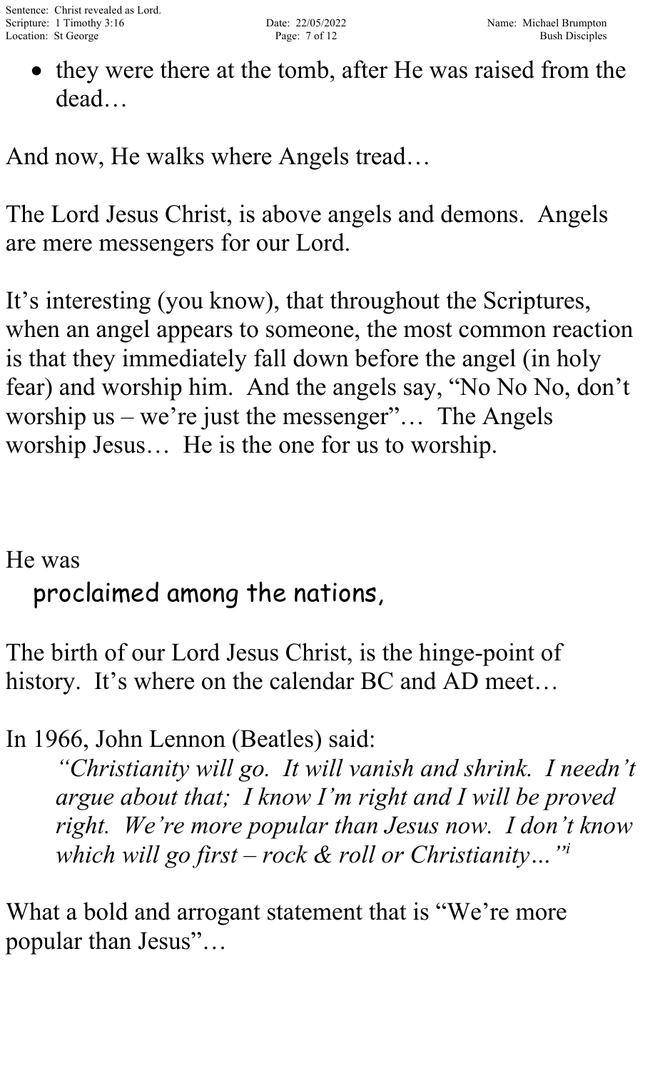- they were there at the tomb, after He was raised from the dead…

And now, He walks where Angels tread…

The Lord Jesus Christ, is above angels and demons. Angels are mere messengers for our Lord.

It's interesting (you know), that throughout the Scriptures, when an angel appears to someone, the most common reaction is that they immediately fall down before the angel (in holy fear) and worship him. And the angels say, "No No No, don't worship us – we're just the messenger"… The Angels worship Jesus… He is the one for us to worship.

He was

proclaimed among the nations,

The birth of our Lord Jesus Christ, is the hinge-point of history. It's where on the calendar BC and AD meet…

In 1966, John Lennon (Beatles) said:

> *"Christianity will go. It will vanish and shrink. I needn't argue about that; I know I'm right and I will be proved right. We're more popular than Jesus now. I don't know which will go first – rock & roll or Christianity…"*[i]

What a bold and arrogant statement that is "We're more popular than Jesus"…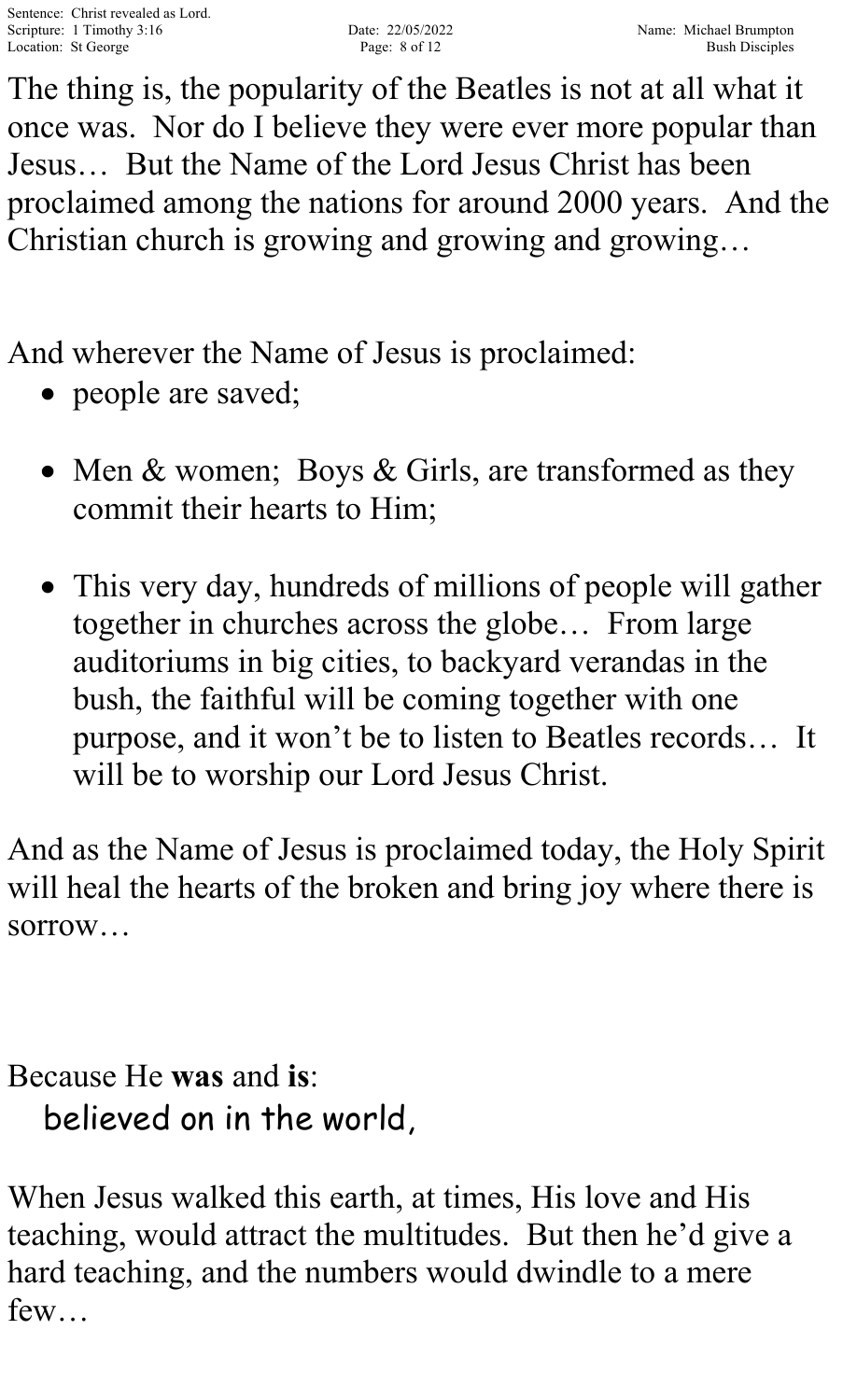The thing is, the popularity of the Beatles is not at all what it once was. Nor do I believe they were ever more popular than Jesus… But the Name of the Lord Jesus Christ has been proclaimed among the nations for around 2000 years. And the Christian church is growing and growing and growing…

And wherever the Name of Jesus is proclaimed:

- people are saved;
- Men & women; Boys & Girls, are transformed as they commit their hearts to Him;
- This very day, hundreds of millions of people will gather together in churches across the globe… From large auditoriums in big cities, to backyard verandas in the bush, the faithful will be coming together with one purpose, and it won't be to listen to Beatles records… It will be to worship our Lord Jesus Christ.

And as the Name of Jesus is proclaimed today, the Holy Spirit will heal the hearts of the broken and bring joy where there is sorrow…

Because He **was** and **is**:

believed on in the world,

When Jesus walked this earth, at times, His love and His teaching, would attract the multitudes. But then he'd give a hard teaching, and the numbers would dwindle to a mere few…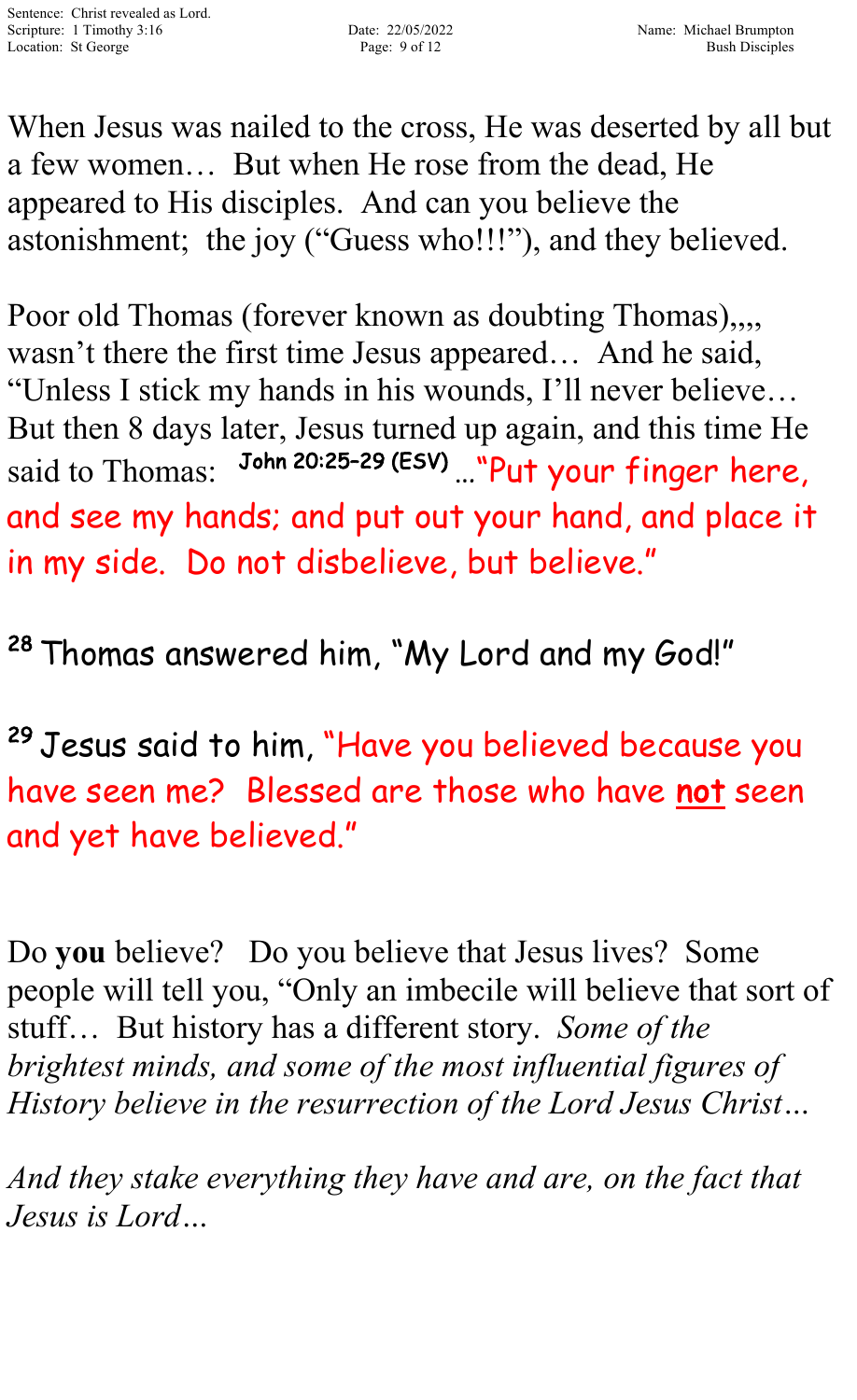When Jesus was nailed to the cross, He was deserted by all but a few women… But when He rose from the dead, He appeared to His disciples. And can you believe the astonishment; the joy ("Guess who!!!"), and they believed.

Poor old Thomas (forever known as doubting Thomas),,,, wasn't there the first time Jesus appeared… And he said, "Unless I stick my hands in his wounds, I'll never believe… But then 8 days later, Jesus turned up again, and this time He said to Thomas: **John 20:25–29 (ESV)** …"Put your finger here, and see my hands; and put out your hand, and place it in my side. Do not disbelieve, but believe."

[28] Thomas answered him, "My Lord and my God!"

[29] Jesus said to him, "Have you believed because you have seen me? Blessed are those who have **not** seen and yet have believed."

Do **you** believe? Do you believe that Jesus lives? Some people will tell you, "Only an imbecile will believe that sort of stuff… But history has a different story. *Some of the brightest minds, and some of the most influential figures of History believe in the resurrection of the Lord Jesus Christ…*

*And they stake everything they have and are, on the fact that Jesus is Lord…*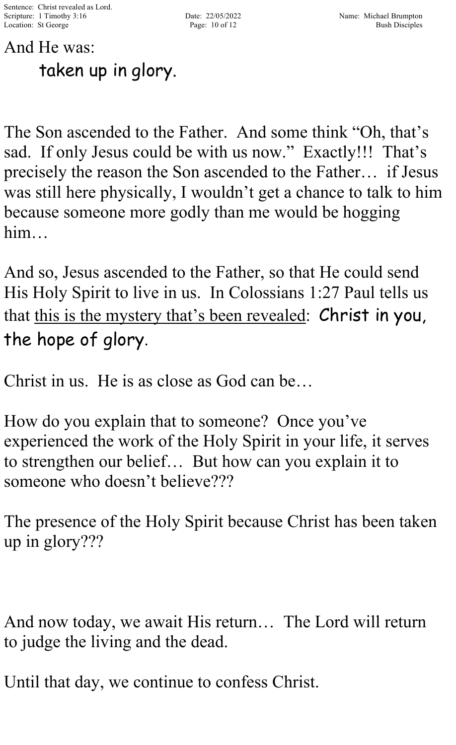And He was:

    taken up in glory.

The Son ascended to the Father. And some think "Oh, that's sad. If only Jesus could be with us now." Exactly!!! That's precisely the reason the Son ascended to the Father… if Jesus was still here physically, I wouldn't get a chance to talk to him because someone more godly than me would be hogging him…

And so, Jesus ascended to the Father, so that He could send His Holy Spirit to live in us. In Colossians 1:27 Paul tells us that <u>this is the mystery that's been revealed</u>: Christ in you, the hope of glory.

Christ in us. He is as close as God can be…

How do you explain that to someone? Once you've experienced the work of the Holy Spirit in your life, it serves to strengthen our belief… But how can you explain it to someone who doesn't believe???

The presence of the Holy Spirit because Christ has been taken up in glory???

And now today, we await His return… The Lord will return to judge the living and the dead.

Until that day, we continue to confess Christ.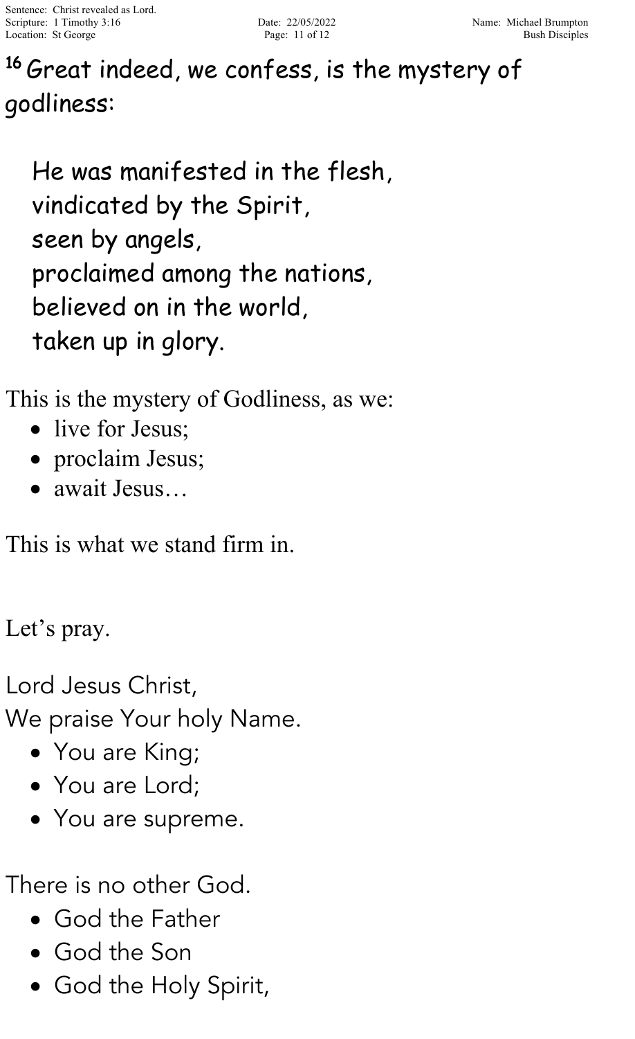[16] Great indeed, we confess, is the mystery of godliness:

> He was manifested in the flesh,
> vindicated by the Spirit,
> seen by angels,
> proclaimed among the nations,
> believed on in the world,
> taken up in glory.

This is the mystery of Godliness, as we:

- live for Jesus;
- proclaim Jesus;
- await Jesus…

This is what we stand firm in.

Let's pray.

Lord Jesus Christ,
We praise Your holy Name.

- You are King;
- You are Lord;
- You are supreme.

There is no other God.

- God the Father
- God the Son
- God the Holy Spirit,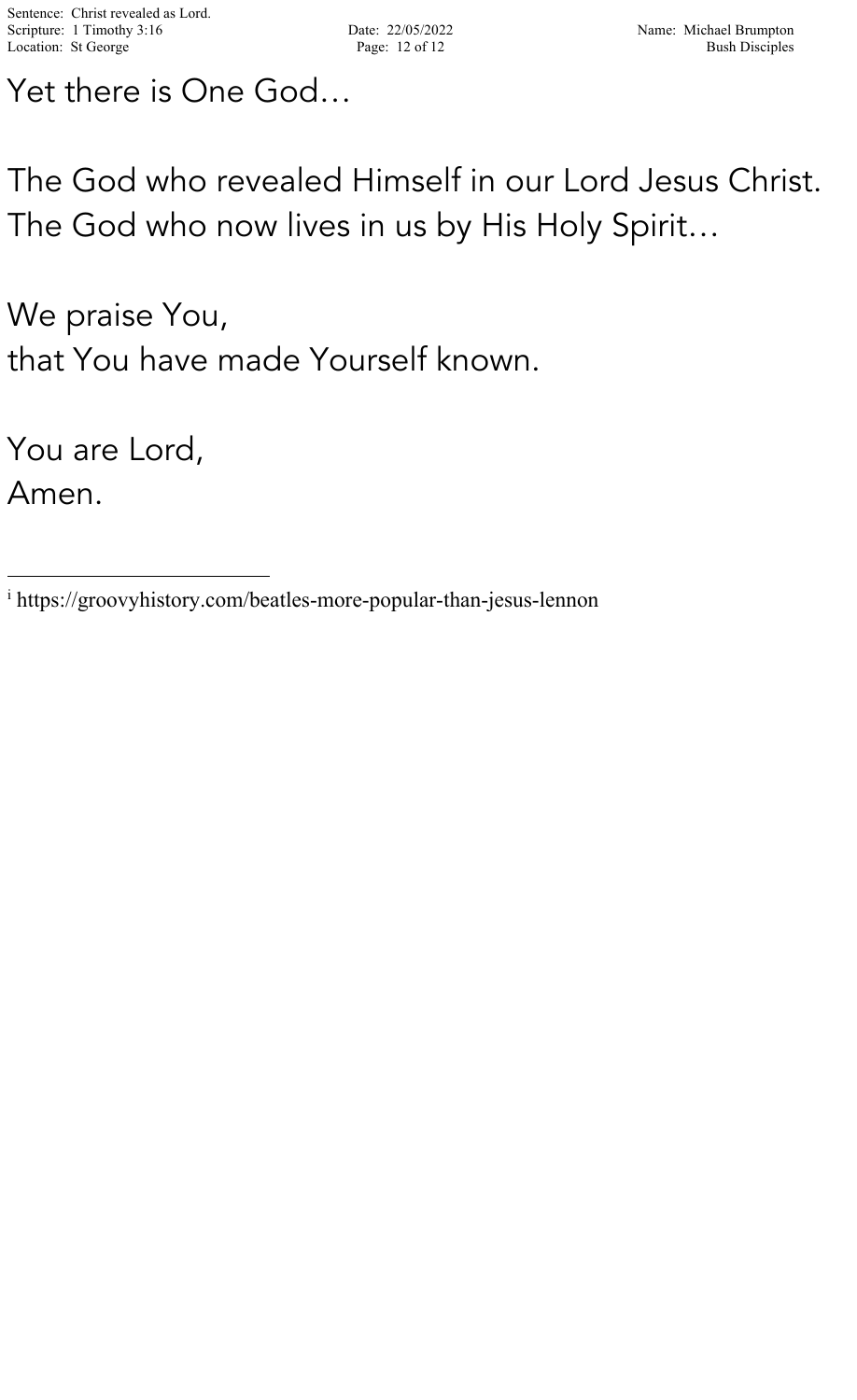Yet there is One God…

The God who revealed Himself in our Lord Jesus Christ.
The God who now lives in us by His Holy Spirit…

We praise You,
that You have made Yourself known.

You are Lord,
Amen.

---

[i] https://groovyhistory.com/beatles-more-popular-than-jesus-lennon